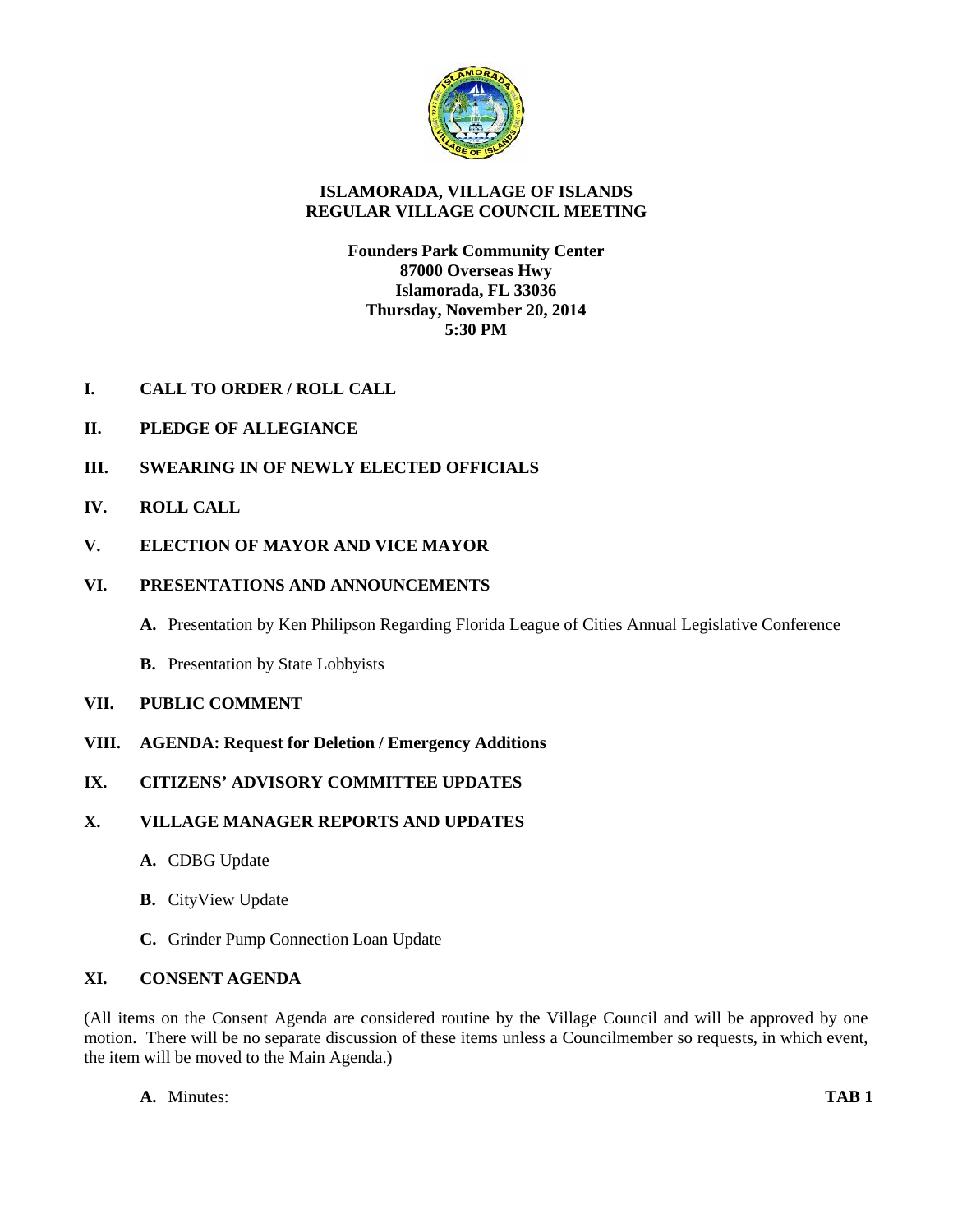# ISLAMORADA, VILLAGE OF ISLANDS
## REGULAR VILLAGE COUNCIL MEETING

**Founders Park Community Center**
**87000 Overseas Hwy**
**Islamorada, FL 33036**
**Thursday, November 20, 2014**
**5:30 PM**

**I. CALL TO ORDER / ROLL CALL**

**II. PLEDGE OF ALLEGIANCE**

**III. SWEARING IN OF NEWLY ELECTED OFFICIALS**

**IV. ROLL CALL**

**V. ELECTION OF MAYOR AND VICE MAYOR**

**VI. PRESENTATIONS AND ANNOUNCEMENTS**

- **A.** Presentation by Ken Philipson Regarding Florida League of Cities Annual Legislative Conference
- **B.** Presentation by State Lobbyists

**VII. PUBLIC COMMENT**

**VIII. AGENDA: Request for Deletion / Emergency Additions**

**IX. CITIZENS' ADVISORY COMMITTEE UPDATES**

**X. VILLAGE MANAGER REPORTS AND UPDATES**

- **A.** CDBG Update
- **B.** CityView Update
- **C.** Grinder Pump Connection Loan Update

**XI. CONSENT AGENDA**

(All items on the Consent Agenda are considered routine by the Village Council and will be approved by one motion. There will be no separate discussion of these items unless a Councilmember so requests, in which event, the item will be moved to the Main Agenda.)

- **A.** Minutes: **TAB 1**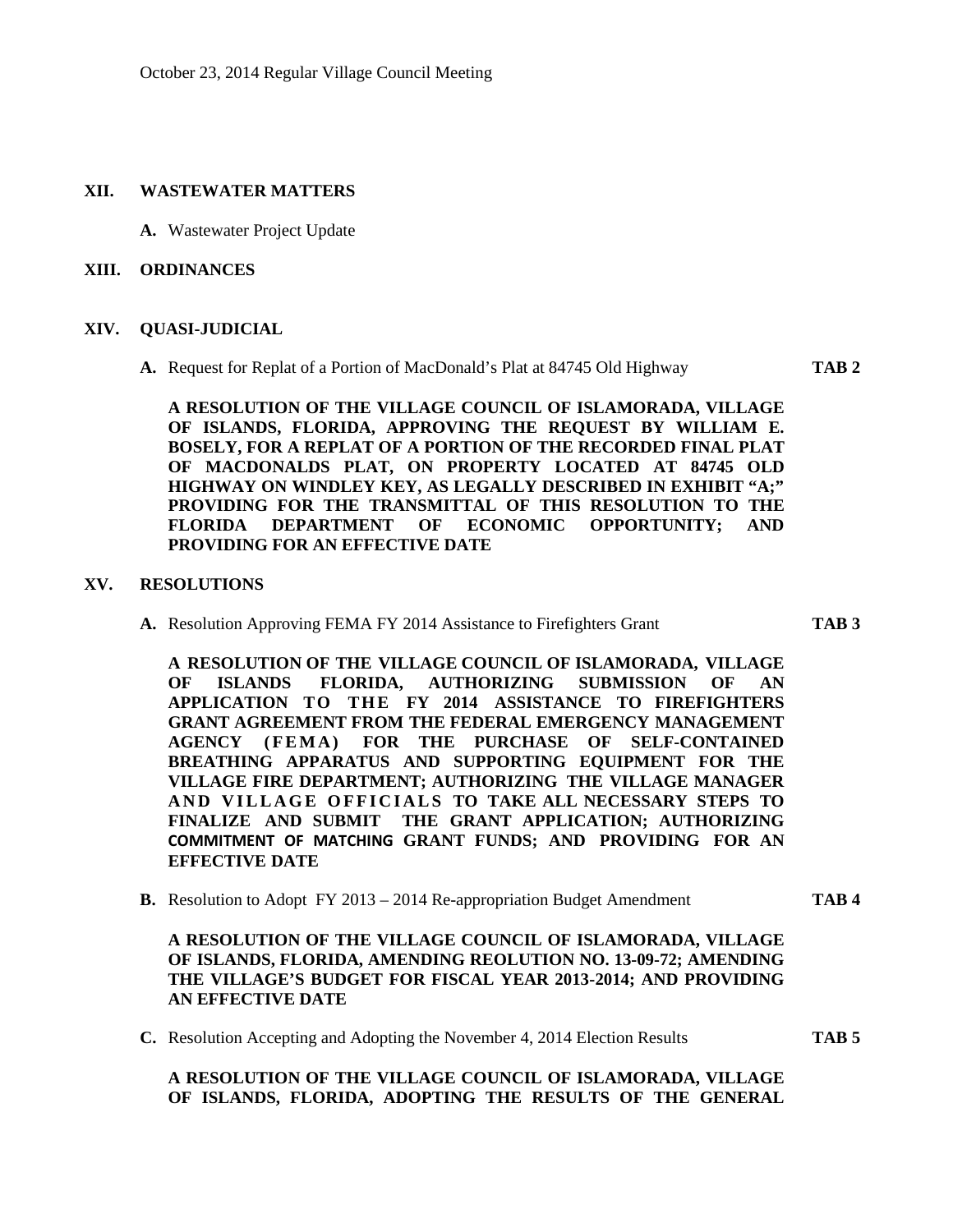October 23, 2014 Regular Village Council Meeting

## XII. WASTEWATER MATTERS

**A.** Wastewater Project Update

## XIII. ORDINANCES

## XIV. QUASI-JUDICIAL

**A.** Request for Replat of a Portion of MacDonald's Plat at 84745 Old Highway **TAB 2**

**A RESOLUTION OF THE VILLAGE COUNCIL OF ISLAMORADA, VILLAGE OF ISLANDS, FLORIDA, APPROVING THE REQUEST BY WILLIAM E. BOSELY, FOR A REPLAT OF A PORTION OF THE RECORDED FINAL PLAT OF MACDONALDS PLAT, ON PROPERTY LOCATED AT 84745 OLD HIGHWAY ON WINDLEY KEY, AS LEGALLY DESCRIBED IN EXHIBIT "A;" PROVIDING FOR THE TRANSMITTAL OF THIS RESOLUTION TO THE FLORIDA DEPARTMENT OF ECONOMIC OPPORTUNITY; AND PROVIDING FOR AN EFFECTIVE DATE**

## XV. RESOLUTIONS

**A.** Resolution Approving FEMA FY 2014 Assistance to Firefighters Grant **TAB 3**

**A RESOLUTION OF THE VILLAGE COUNCIL OF ISLAMORADA, VILLAGE OF ISLANDS FLORIDA, AUTHORIZING SUBMISSION OF AN APPLICATION TO THE FY 2014 ASSISTANCE TO FIREFIGHTERS GRANT AGREEMENT FROM THE FEDERAL EMERGENCY MANAGEMENT AGENCY (FEMA) FOR THE PURCHASE OF SELF-CONTAINED BREATHING APPARATUS AND SUPPORTING EQUIPMENT FOR THE VILLAGE FIRE DEPARTMENT; AUTHORIZING THE VILLAGE MANAGER AND VILLAGE OFFICIALS TO TAKE ALL NECESSARY STEPS TO FINALIZE AND SUBMIT THE GRANT APPLICATION; AUTHORIZING COMMITMENT OF MATCHING GRANT FUNDS; AND PROVIDING FOR AN EFFECTIVE DATE**

**B.** Resolution to Adopt FY 2013 – 2014 Re-appropriation Budget Amendment **TAB 4**

**A RESOLUTION OF THE VILLAGE COUNCIL OF ISLAMORADA, VILLAGE OF ISLANDS, FLORIDA, AMENDING REOLUTION NO. 13-09-72; AMENDING THE VILLAGE'S BUDGET FOR FISCAL YEAR 2013-2014; AND PROVIDING AN EFFECTIVE DATE**

**C.** Resolution Accepting and Adopting the November 4, 2014 Election Results **TAB 5**

**A RESOLUTION OF THE VILLAGE COUNCIL OF ISLAMORADA, VILLAGE OF ISLANDS, FLORIDA, ADOPTING THE RESULTS OF THE GENERAL**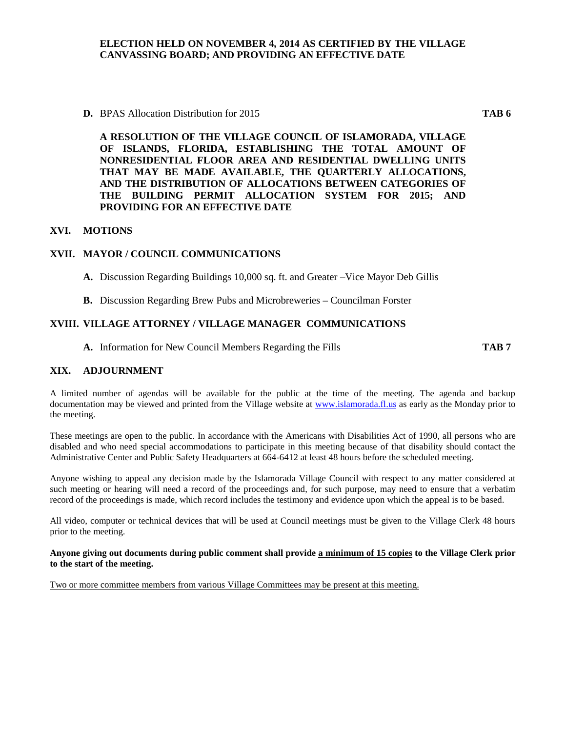**ELECTION HELD ON NOVEMBER 4, 2014 AS CERTIFIED BY THE VILLAGE CANVASSING BOARD; AND PROVIDING AN EFFECTIVE DATE**

**D.** BPAS Allocation Distribution for 2015 **TAB 6**

**A RESOLUTION OF THE VILLAGE COUNCIL OF ISLAMORADA, VILLAGE OF ISLANDS, FLORIDA, ESTABLISHING THE TOTAL AMOUNT OF NONRESIDENTIAL FLOOR AREA AND RESIDENTIAL DWELLING UNITS THAT MAY BE MADE AVAILABLE, THE QUARTERLY ALLOCATIONS, AND THE DISTRIBUTION OF ALLOCATIONS BETWEEN CATEGORIES OF THE BUILDING PERMIT ALLOCATION SYSTEM FOR 2015; AND PROVIDING FOR AN EFFECTIVE DATE**

## XVI. MOTIONS

## XVII. MAYOR / COUNCIL COMMUNICATIONS

**A.** Discussion Regarding Buildings 10,000 sq. ft. and Greater –Vice Mayor Deb Gillis

**B.** Discussion Regarding Brew Pubs and Microbreweries – Councilman Forster

## XVIII. VILLAGE ATTORNEY / VILLAGE MANAGER COMMUNICATIONS

**A.** Information for New Council Members Regarding the Fills **TAB 7**

## XIX. ADJOURNMENT

A limited number of agendas will be available for the public at the time of the meeting. The agenda and backup documentation may be viewed and printed from the Village website at www.islamorada.fl.us as early as the Monday prior to the meeting.

These meetings are open to the public. In accordance with the Americans with Disabilities Act of 1990, all persons who are disabled and who need special accommodations to participate in this meeting because of that disability should contact the Administrative Center and Public Safety Headquarters at 664-6412 at least 48 hours before the scheduled meeting.

Anyone wishing to appeal any decision made by the Islamorada Village Council with respect to any matter considered at such meeting or hearing will need a record of the proceedings and, for such purpose, may need to ensure that a verbatim record of the proceedings is made, which record includes the testimony and evidence upon which the appeal is to be based.

All video, computer or technical devices that will be used at Council meetings must be given to the Village Clerk 48 hours prior to the meeting.

**Anyone giving out documents during public comment shall provide a minimum of 15 copies to the Village Clerk prior to the start of the meeting.**

Two or more committee members from various Village Committees may be present at this meeting.